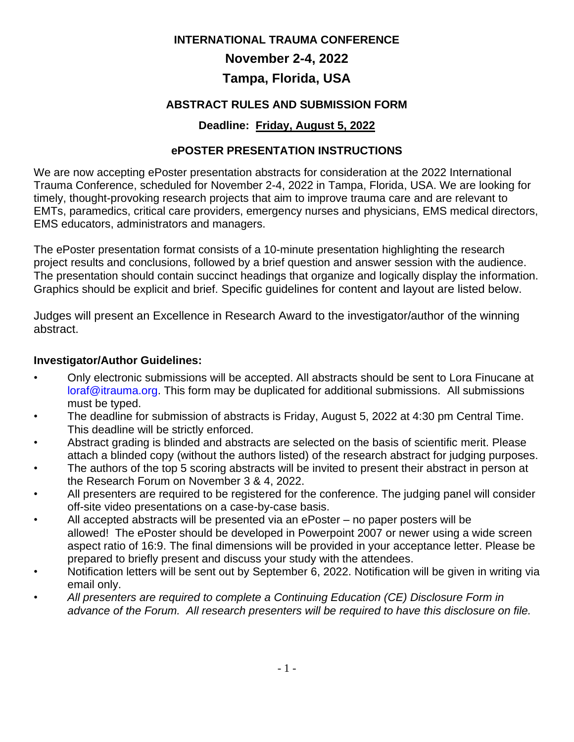# INTERNATIONAL TRAUMA CONFERENCE

## November 2-4, 2022

## Tampa, Florida, USA

### ABSTRACT RULES AND SUBMISSION FORM

**Deadline: Friday, August 5, 2022**

### ePOSTER PRESENTATION INSTRUCTIONS

We are now accepting ePoster presentation abstracts for consideration at the 2022 International Trauma Conference, scheduled for November 2-4, 2022 in Tampa, Florida, USA. We are looking for timely, thought-provoking research projects that aim to improve trauma care and are relevant to EMTs, paramedics, critical care providers, emergency nurses and physicians, EMS medical directors, EMS educators, administrators and managers.

The ePoster presentation format consists of a 10-minute presentation highlighting the research project results and conclusions, followed by a brief question and answer session with the audience. The presentation should contain succinct headings that organize and logically display the information. Graphics should be explicit and brief. Specific guidelines for content and layout are listed below.

Judges will present an Excellence in Research Award to the investigator/author of the winning abstract.

**Investigator/Author Guidelines:**

- Only electronic submissions will be accepted. All abstracts should be sent to Lora Finucane at loraf@itrauma.org. This form may be duplicated for additional submissions. All submissions must be typed.
- The deadline for submission of abstracts is Friday, August 5, 2022 at 4:30 pm Central Time. This deadline will be strictly enforced.
- Abstract grading is blinded and abstracts are selected on the basis of scientific merit. Please attach a blinded copy (without the authors listed) of the research abstract for judging purposes.
- The authors of the top 5 scoring abstracts will be invited to present their abstract in person at the Research Forum on November 3 & 4, 2022.
- All presenters are required to be registered for the conference. The judging panel will consider off-site video presentations on a case-by-case basis.
- All accepted abstracts will be presented via an ePoster – no paper posters will be allowed! The ePoster should be developed in Powerpoint 2007 or newer using a wide screen aspect ratio of 16:9. The final dimensions will be provided in your acceptance letter. Please be prepared to briefly present and discuss your study with the attendees.
- Notification letters will be sent out by September 6, 2022. Notification will be given in writing via email only.
- *All presenters are required to complete a Continuing Education (CE) Disclosure Form in advance of the Forum. All research presenters will be required to have this disclosure on file.*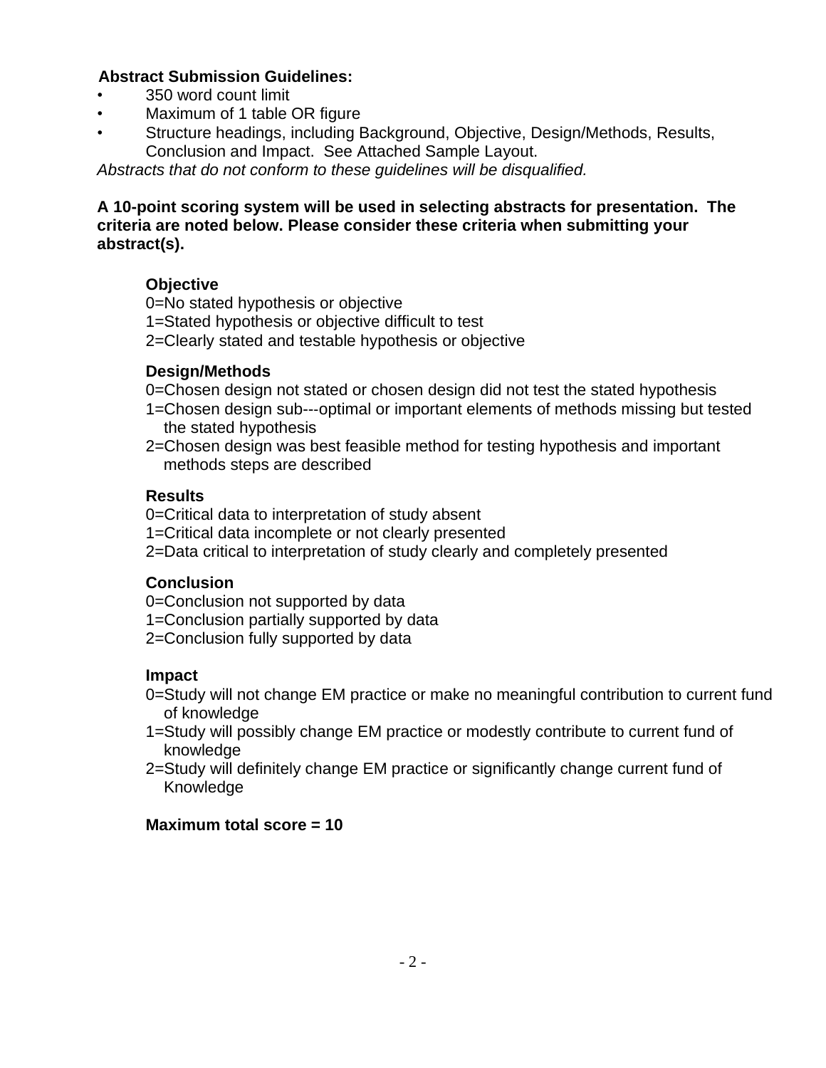**Abstract Submission Guidelines:**

- 350 word count limit
- Maximum of 1 table OR figure
- Structure headings, including Background, Objective, Design/Methods, Results, Conclusion and Impact. See Attached Sample Layout.

*Abstracts that do not conform to these guidelines will be disqualified.*

**A 10-point scoring system will be used in selecting abstracts for presentation. The criteria are noted below. Please consider these criteria when submitting your abstract(s).**

**Objective**

0=No stated hypothesis or objective
1=Stated hypothesis or objective difficult to test
2=Clearly stated and testable hypothesis or objective

**Design/Methods**

0=Chosen design not stated or chosen design did not test the stated hypothesis
1=Chosen design sub---optimal or important elements of methods missing but tested the stated hypothesis
2=Chosen design was best feasible method for testing hypothesis and important methods steps are described

**Results**

0=Critical data to interpretation of study absent
1=Critical data incomplete or not clearly presented
2=Data critical to interpretation of study clearly and completely presented

**Conclusion**

0=Conclusion not supported by data
1=Conclusion partially supported by data
2=Conclusion fully supported by data

**Impact**

0=Study will not change EM practice or make no meaningful contribution to current fund of knowledge
1=Study will possibly change EM practice or modestly contribute to current fund of knowledge
2=Study will definitely change EM practice or significantly change current fund of Knowledge

**Maximum total score = 10**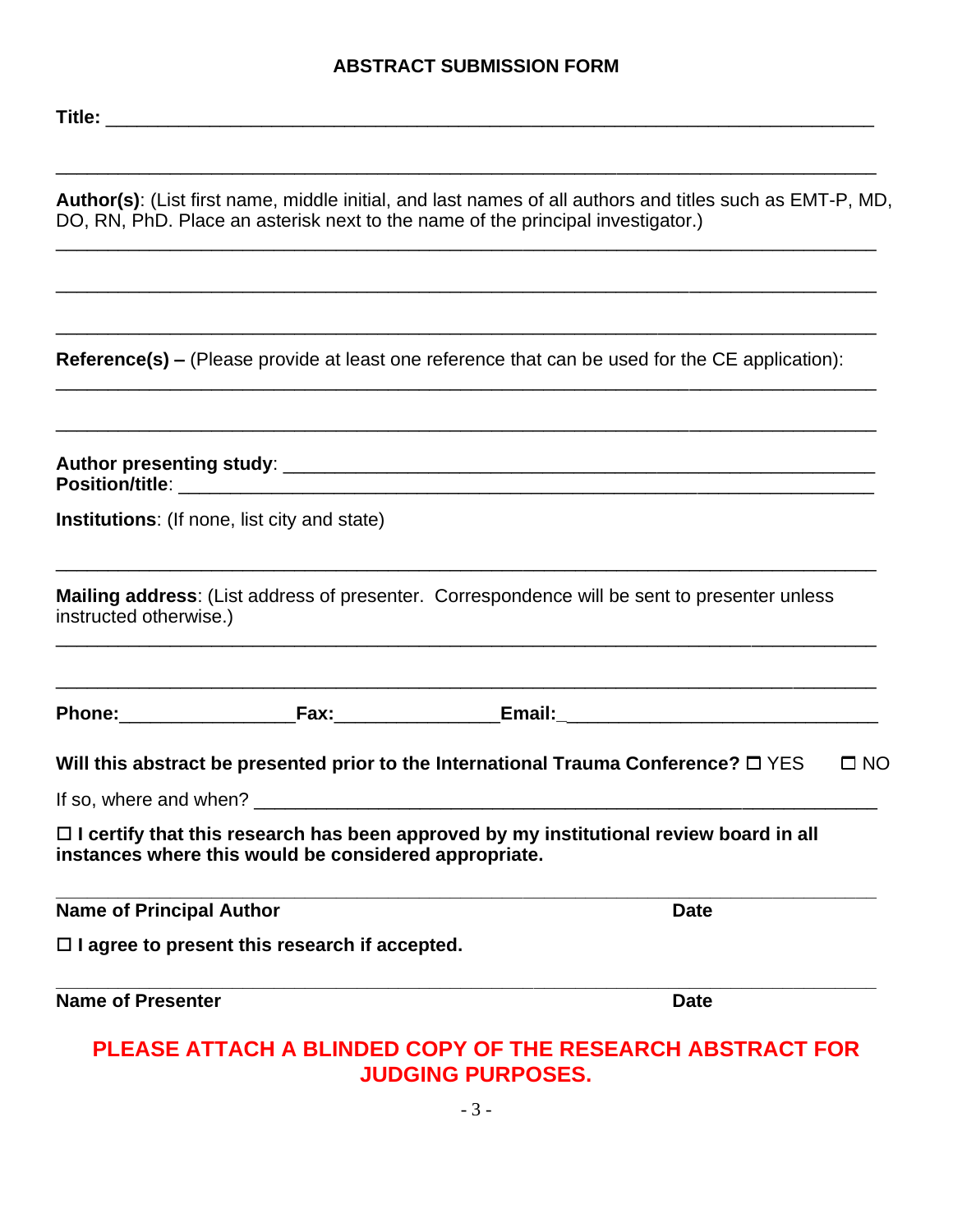## ABSTRACT SUBMISSION FORM

**Title:** ___________________________________________________________________________

___________________________________________________________________________

**Author(s)**: (List first name, middle initial, and last names of all authors and titles such as EMT-P, MD, DO, RN, PhD. Place an asterisk next to the name of the principal investigator.)

___________________________________________________________________________

___________________________________________________________________________

___________________________________________________________________________

**Reference(s) –** (Please provide at least one reference that can be used for the CE application):

___________________________________________________________________________

___________________________________________________________________________

**Author presenting study**: ___________________________________________________________
**Position/title**: ________________________________________________________________

**Institutions**: (If none, list city and state)

___________________________________________________________________________

**Mailing address**: (List address of presenter. Correspondence will be sent to presenter unless instructed otherwise.)

___________________________________________________________________________

___________________________________________________________________________

**Phone:**_________________**Fax:**________________**Email:**_______________________________

**Will this abstract be presented prior to the International Trauma Conference?** ☐ YES ☐ NO

If so, where and when? ______________________________________________________________

☐ **I certify that this research has been approved by my institutional review board in all instances where this would be considered appropriate.**

___________________________________________________________________________

**Name of Principal Author** **Date**

☐ **I agree to present this research if accepted.**

___________________________________________________________________________

**Name of Presenter** **Date**

**PLEASE ATTACH A BLINDED COPY OF THE RESEARCH ABSTRACT FOR JUDGING PURPOSES.**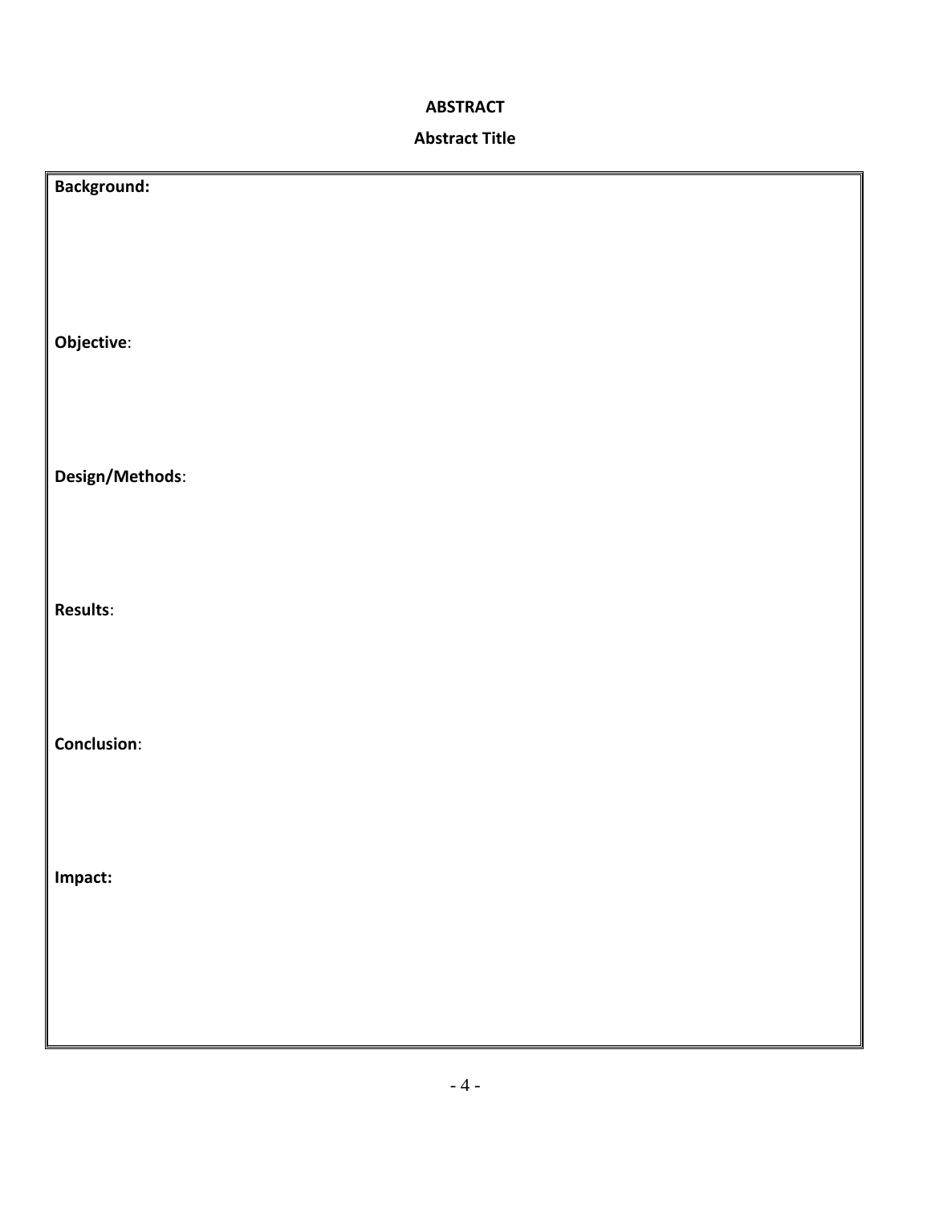**ABSTRACT**

**Abstract Title**

**Background:**

**Objective**:

**Design/Methods**:

**Results**:

**Conclusion**:

**Impact:**